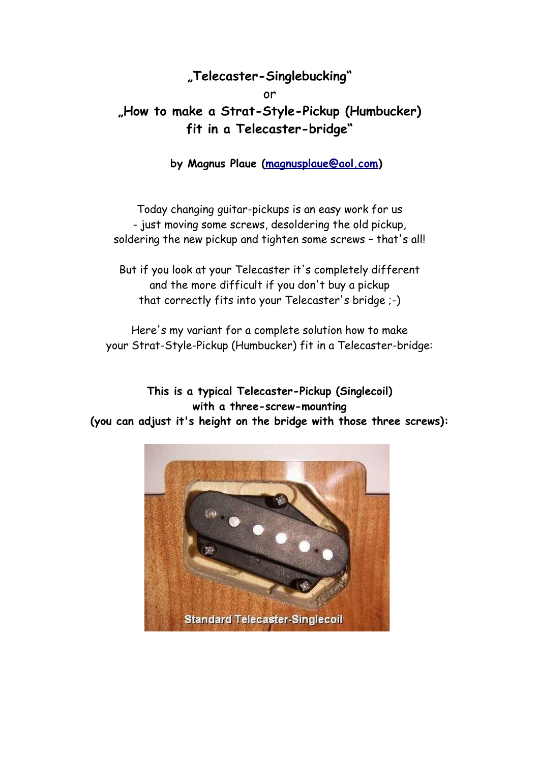# „Telecaster-Singlebucking“

or

# „How to make a Strat-Style-Pickup (Humbucker) fit in a Telecaster-bridge“

**by Magnus Plaue (magnusplaue@aol.com)**

Today changing guitar-pickups is an easy work for us - just moving some screws, desoldering the old pickup, soldering the new pickup and tighten some screws – that's all!

But if you look at your Telecaster it's completely different and the more difficult if you don't buy a pickup that correctly fits into your Telecaster's bridge ;-)

Here's my variant for a complete solution how to make your Strat-Style-Pickup (Humbucker) fit in a Telecaster-bridge:

**This is a typical Telecaster-Pickup (Singlecoil) with a three-screw-mounting (you can adjust it's height on the bridge with those three screws):**

Standard Telecaster-Singlecoil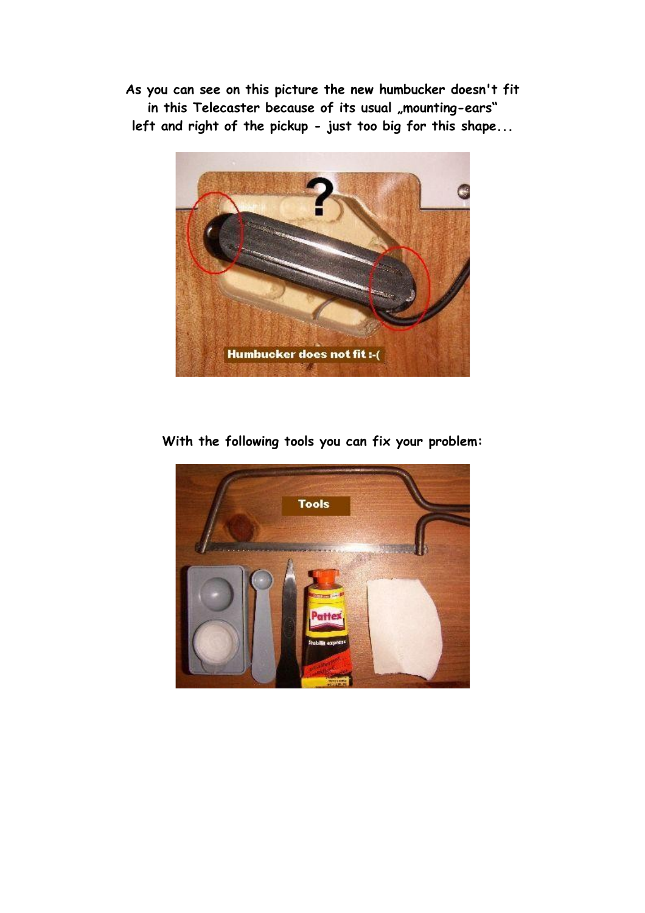As you can see on this picture the new humbucker doesn't fit in this Telecaster because of its usual „mounting-ears" left and right of the pickup - just too big for this shape...

With the following tools you can fix your problem: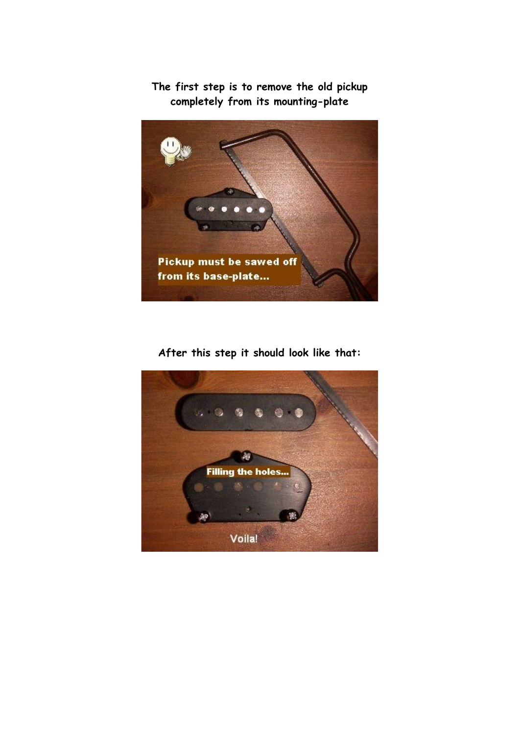The first step is to remove the old pickup completely from its mounting-plate

After this step it should look like that: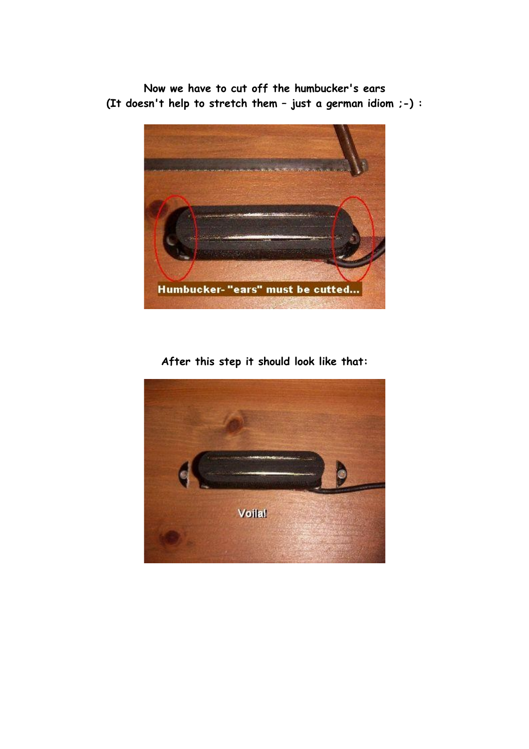Now we have to cut off the humbucker's ears
(It doesn't help to stretch them – just a german idiom ;-) :

After this step it should look like that: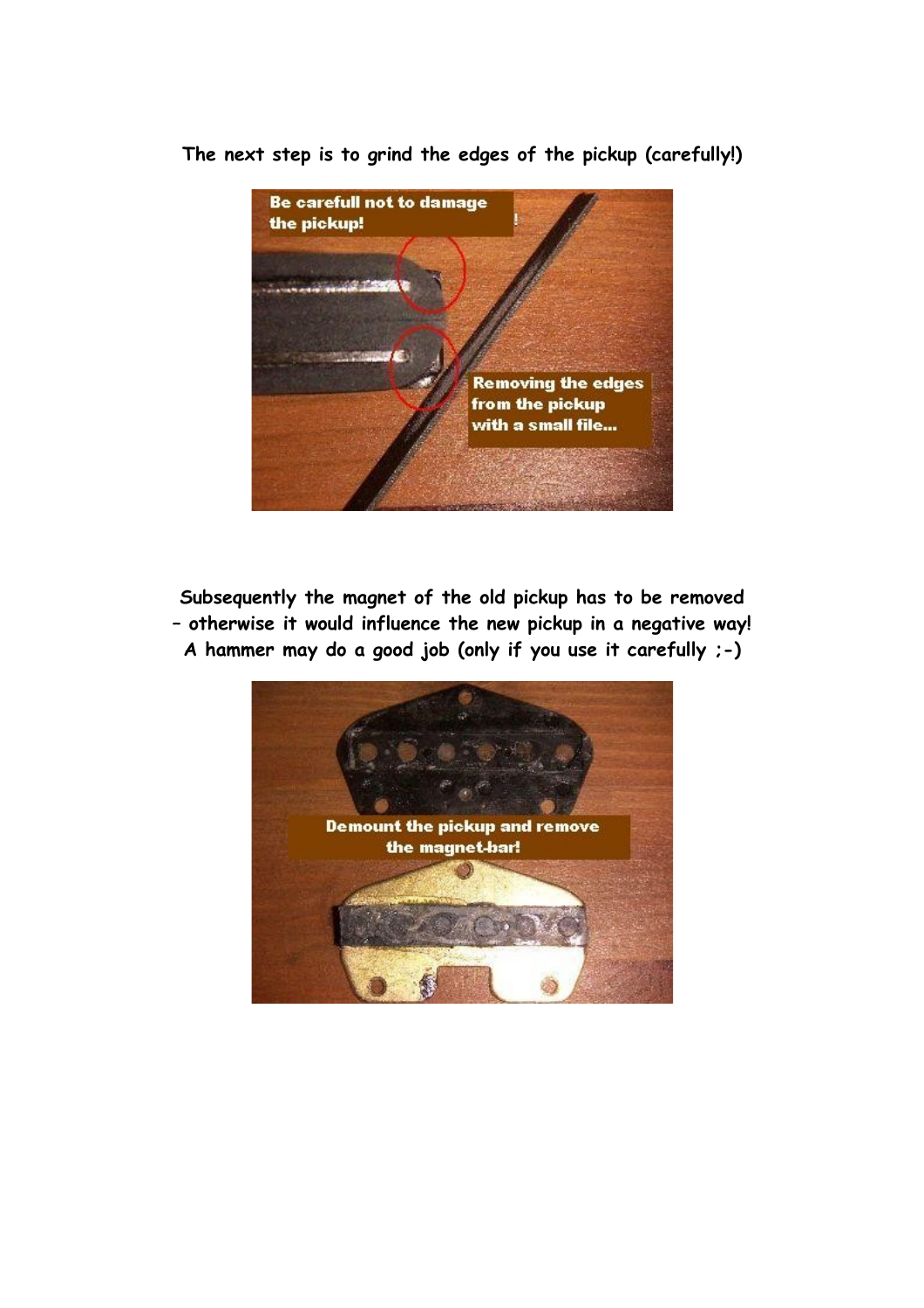**The next step is to grind the edges of the pickup (carefully!)**

**Subsequently the magnet of the old pickup has to be removed – otherwise it would influence the new pickup in a negative way! A hammer may do a good job (only if you use it carefully ;-)**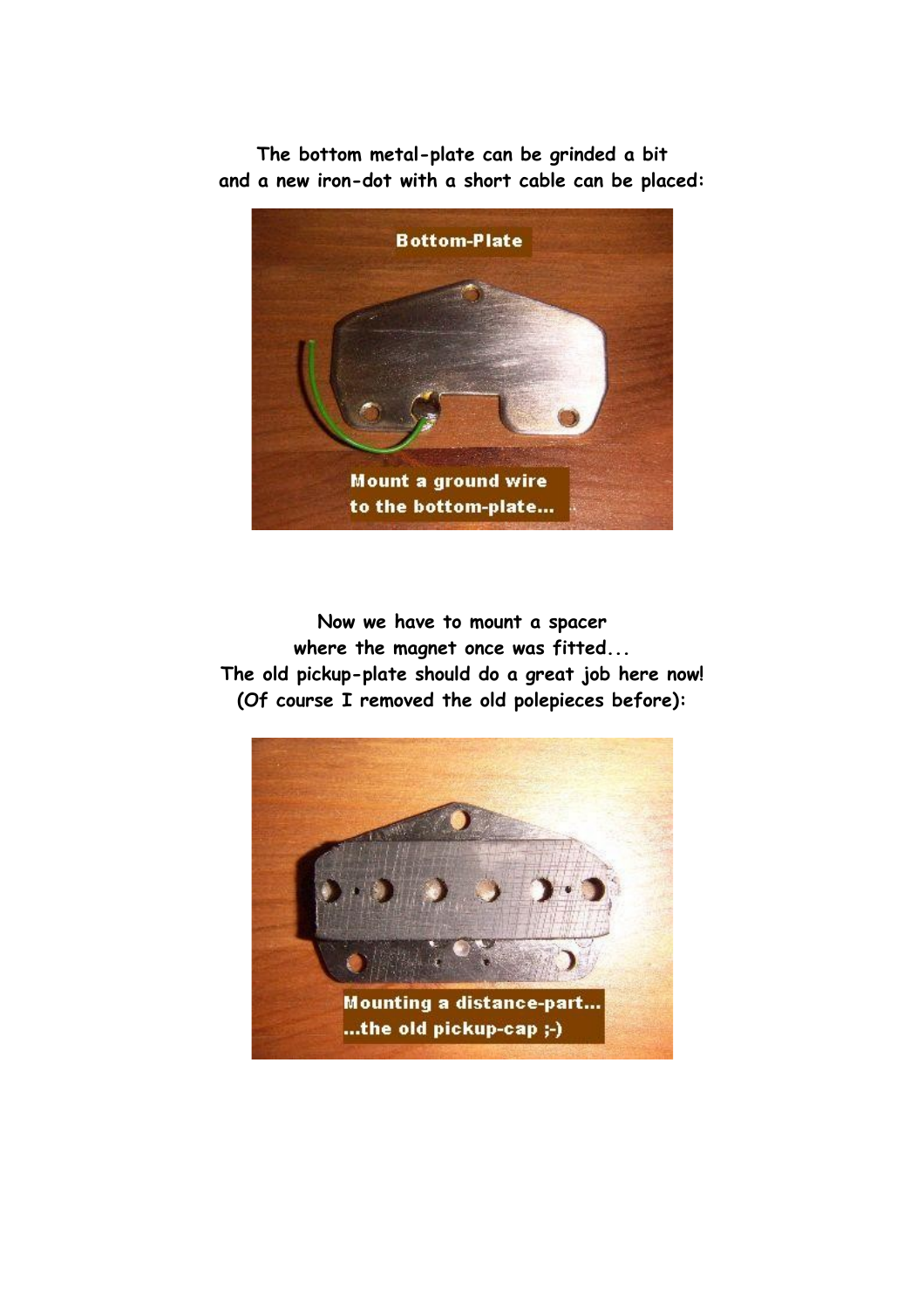The bottom metal-plate can be grinded a bit
and a new iron-dot with a short cable can be placed:

Now we have to mount a spacer
where the magnet once was fitted...
The old pickup-plate should do a great job here now!
(Of course I removed the old polepieces before):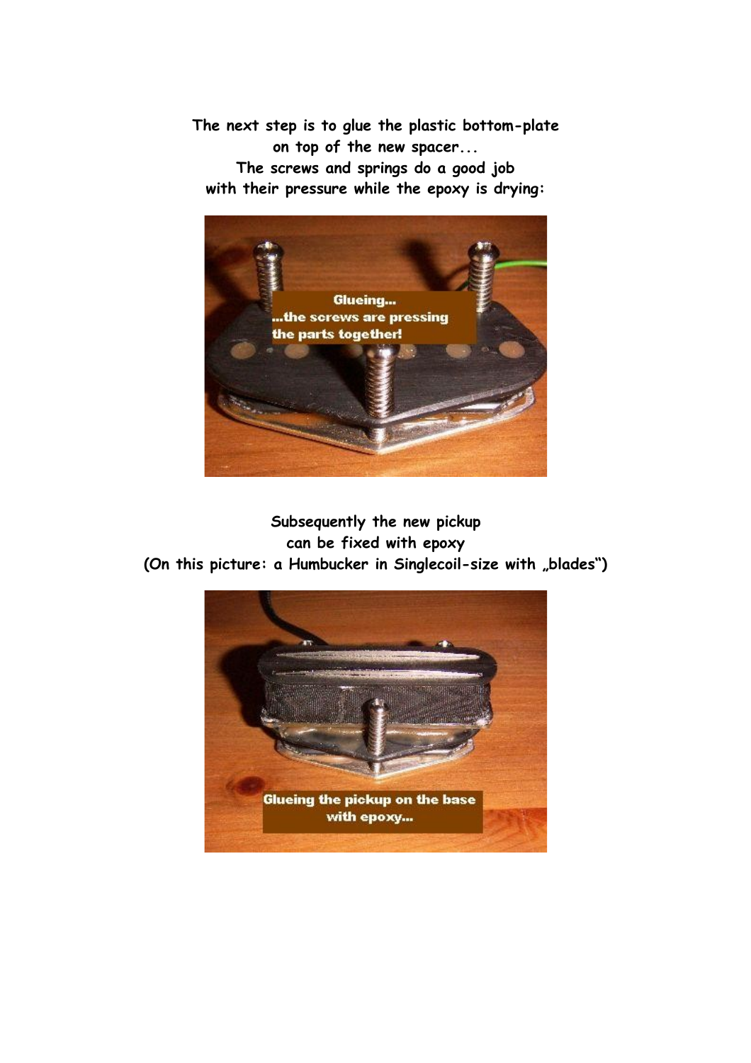**The next step is to glue the plastic bottom-plate on top of the new spacer... The screws and springs do a good job with their pressure while the epoxy is drying:**

**Subsequently the new pickup can be fixed with epoxy (On this picture: a Humbucker in Singlecoil-size with „blades“)**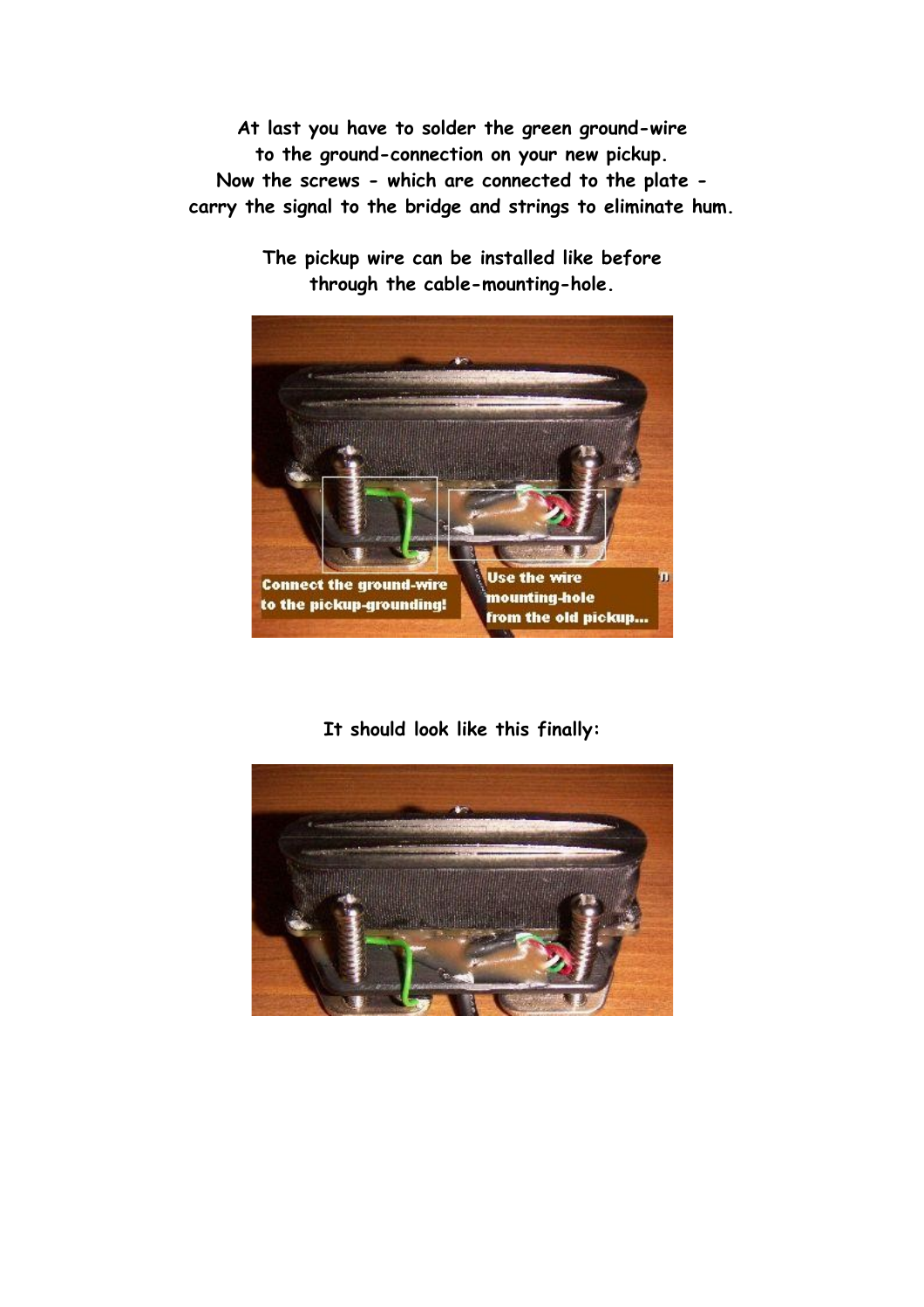**At last you have to solder the green ground-wire to the ground-connection on your new pickup. Now the screws - which are connected to the plate - carry the signal to the bridge and strings to eliminate hum.**

**The pickup wire can be installed like before through the cable-mounting-hole.**

**It should look like this finally:**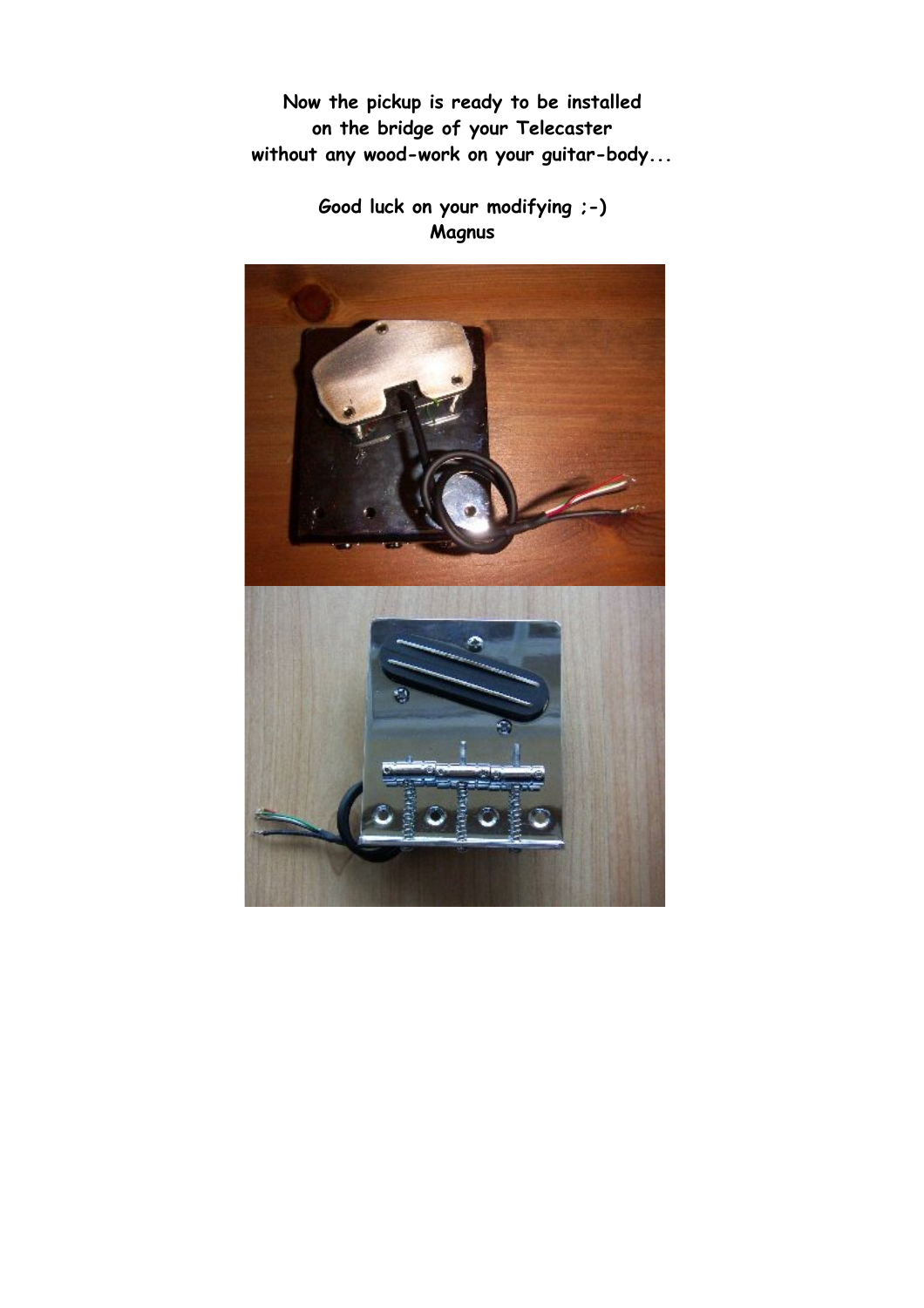**Now the pickup is ready to be installed on the bridge of your Telecaster without any wood-work on your guitar-body...**

**Good luck on your modifying ;-)**
**Magnus**